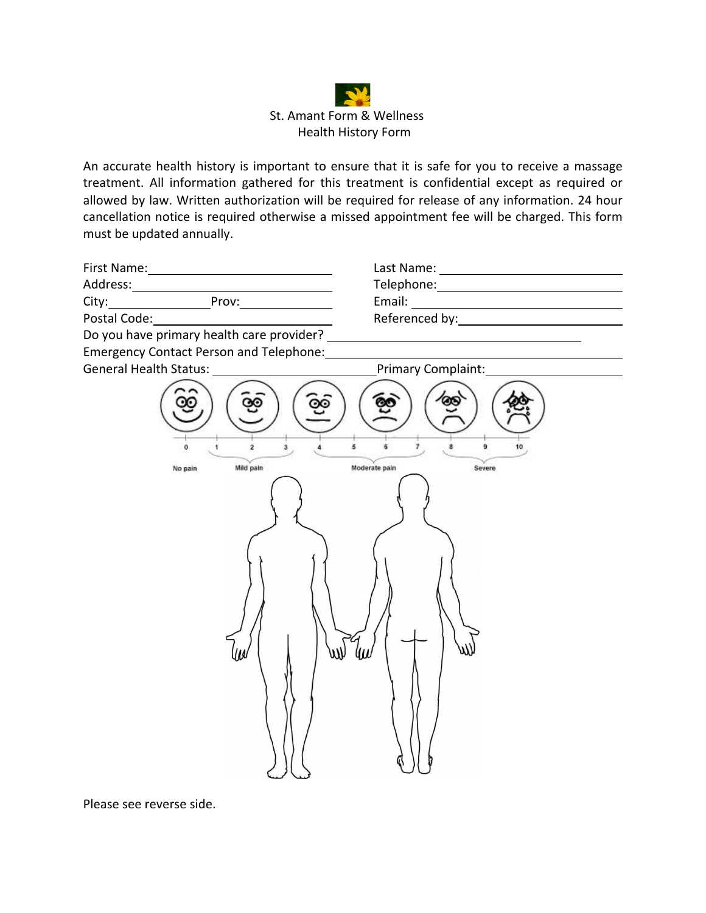St. Amant Form & Wellness
Health History Form

An accurate health history is important to ensure that it is safe for you to receive a massage treatment. All information gathered for this treatment is confidential except as required or allowed by law. Written authorization will be required for release of any information. 24 hour cancellation notice is required otherwise a missed appointment fee will be charged. This form must be updated annually.

First Name: ____________________ Last Name: ____________________

Address: ____________________ Telephone: ____________________

City: __________ Prov: __________ Email: ____________________

Postal Code: ____________________ Referenced by: ____________________

Do you have primary health care provider? ____________________

Emergency Contact Person and Telephone: ____________________

General Health Status: ____________________ Primary Complaint: ____________________

0 1 2 3 4 5 6 7 8 9 10

No pain | Mild pain | Moderate pain | Severe

Please see reverse side.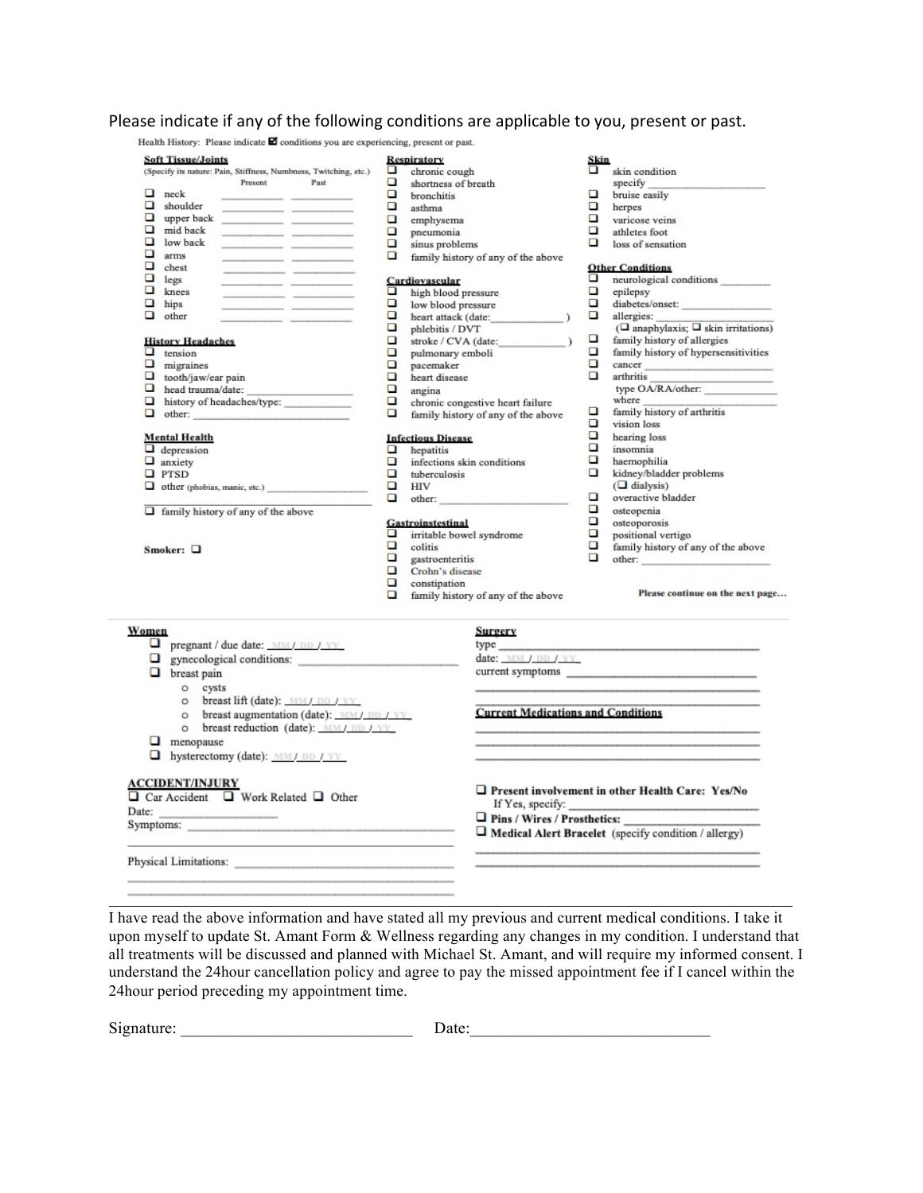Please indicate if any of the following conditions are applicable to you, present or past.

Health History: Please indicate ☑ conditions you are experiencing, present or past.

**Soft Tissue/Joints**

(Specify its nature: Pain, Stiffness, Numbness, Twitching, etc.)

| | Present | Past |
|---|---|---|
| ❑ neck | | |
| ❑ shoulder | | |
| ❑ upper back | | |
| ❑ mid back | | |
| ❑ low back | | |
| ❑ arms | | |
| ❑ chest | | |
| ❑ legs | | |
| ❑ knees | | |
| ❑ hips | | |
| ❑ other | | |

**History Headaches**

- ❑ tension
- ❑ migraines
- ❑ tooth/jaw/ear pain
- ❑ head trauma/date: ____________
- ❑ history of headaches/type: ____________
- ❑ other: ____________

**Mental Health**

- ❑ depression
- ❑ anxiety
- ❑ PTSD
- ❑ other (phobias, manic, etc.) ____________

____________

- ❑ family history of any of the above

**Smoker:** ❑

**Respiratory**

- ❑ chronic cough
- ❑ shortness of breath
- ❑ bronchitis
- ❑ asthma
- ❑ emphysema
- ❑ pneumonia
- ❑ sinus problems
- ❑ family history of any of the above

**Cardiovascular**

- ❑ high blood pressure
- ❑ low blood pressure
- ❑ heart attack (date:____________)
- ❑ phlebitis / DVT
- ❑ stroke / CVA (date:____________)
- ❑ pulmonary emboli
- ❑ pacemaker
- ❑ heart disease
- ❑ angina
- ❑ chronic congestive heart failure
- ❑ family history of any of the above

**Infectious Disease**

- ❑ hepatitis
- ❑ infections skin conditions
- ❑ tuberculosis
- ❑ HIV
- ❑ other: ____________

**Gastroinstestinal**

- ❑ irritable bowel syndrome
- ❑ colitis
- ❑ gastroenteritis
- ❑ Crohn's disease
- ❑ constipation
- ❑ family history of any of the above

**Skin**

- ❑ skin condition specify ____________
- ❑ bruise easily
- ❑ herpes
- ❑ varicose veins
- ❑ athletes foot
- ❑ loss of sensation

**Other Conditions**

- ❑ neurological conditions ____________
- ❑ epilepsy
- ❑ diabetes/onset: ____________
- ❑ allergies: ____________ (❑ anaphylaxis; ❑ skin irritations)
- ❑ family history of allergies
- ❑ family history of hypersensitivities
- ❑ cancer ____________
- ❑ arthritis ____________ type OA/RA/other: ____________ where ____________
- ❑ family history of arthritis
- ❑ vision loss
- ❑ hearing loss
- ❑ insomnia
- ❑ haemophilia
- ❑ kidney/bladder problems (❑ dialysis)
- ❑ overactive bladder
- ❑ osteopenia
- ❑ osteoporosis
- ❑ positional vertigo
- ❑ family history of any of the above
- ❑ other: ____________

**Please continue on the next page…**

**Women**

- ❑ pregnant / due date: MM / DD / YY
- ❑ gynecological conditions: ____________
- ❑ breast pain
  - cysts
  - breast lift (date): MM / DD / YY
  - breast augmentation (date): MM / DD / YY
  - breast reduction (date): MM / DD / YY
- ❑ menopause
- ❑ hysterectomy (date): MM / DD / YY

**ACCIDENT/INJURY**

❑ Car Accident ❑ Work Related ❑ Other

Date: ____________

Symptoms: ____________

____________

Physical Limitations: ____________

____________

**Surgery**

type ____________

date: MM / DD / YY

current symptoms ____________

____________

**Current Medications and Conditions**

____________

____________

❑ **Present involvement in other Health Care: Yes/No**

If Yes, specify: ____________

❑ **Pins / Wires / Prosthetics:** ____________

❑ **Medical Alert Bracelet** (specify condition / allergy)

____________

I have read the above information and have stated all my previous and current medical conditions. I take it upon myself to update St. Amant Form & Wellness regarding any changes in my condition. I understand that all treatments will be discussed and planned with Michael St. Amant, and will require my informed consent. I understand the 24hour cancellation policy and agree to pay the missed appointment fee if I cancel within the 24hour period preceding my appointment time.

Signature: ____________________ Date: ____________________